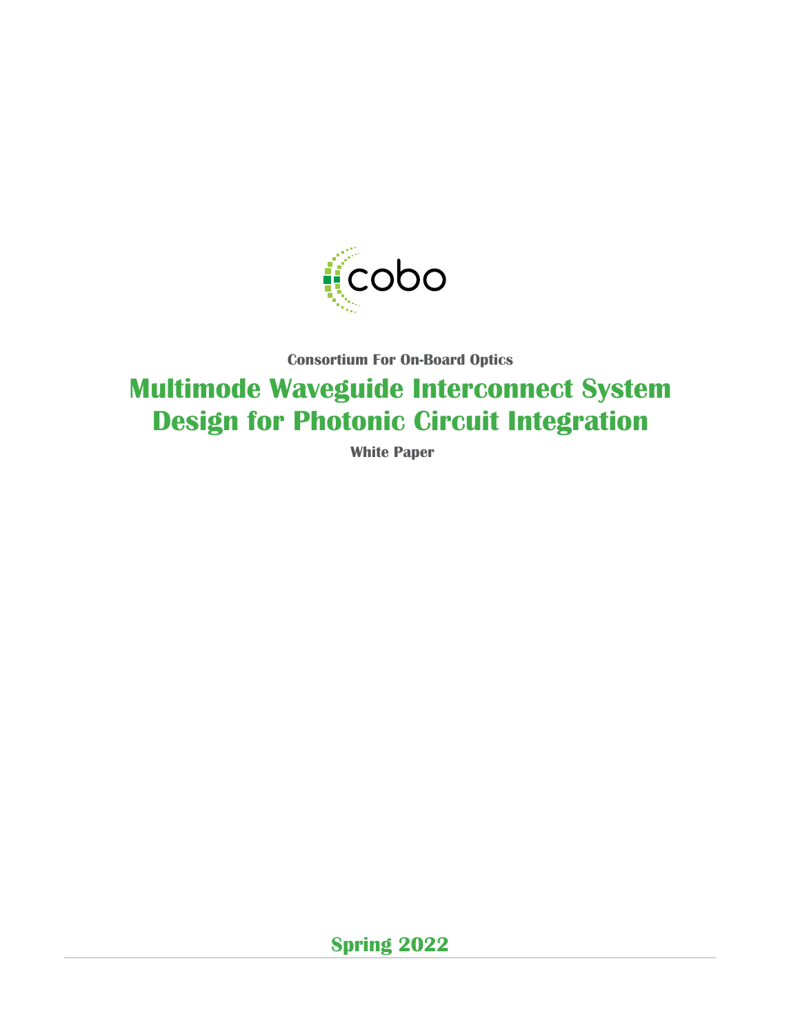cobo

**Consortium For On-Board Optics**

# Multimode Waveguide Interconnect System Design for Photonic Circuit Integration

**White Paper**

**Spring 2022**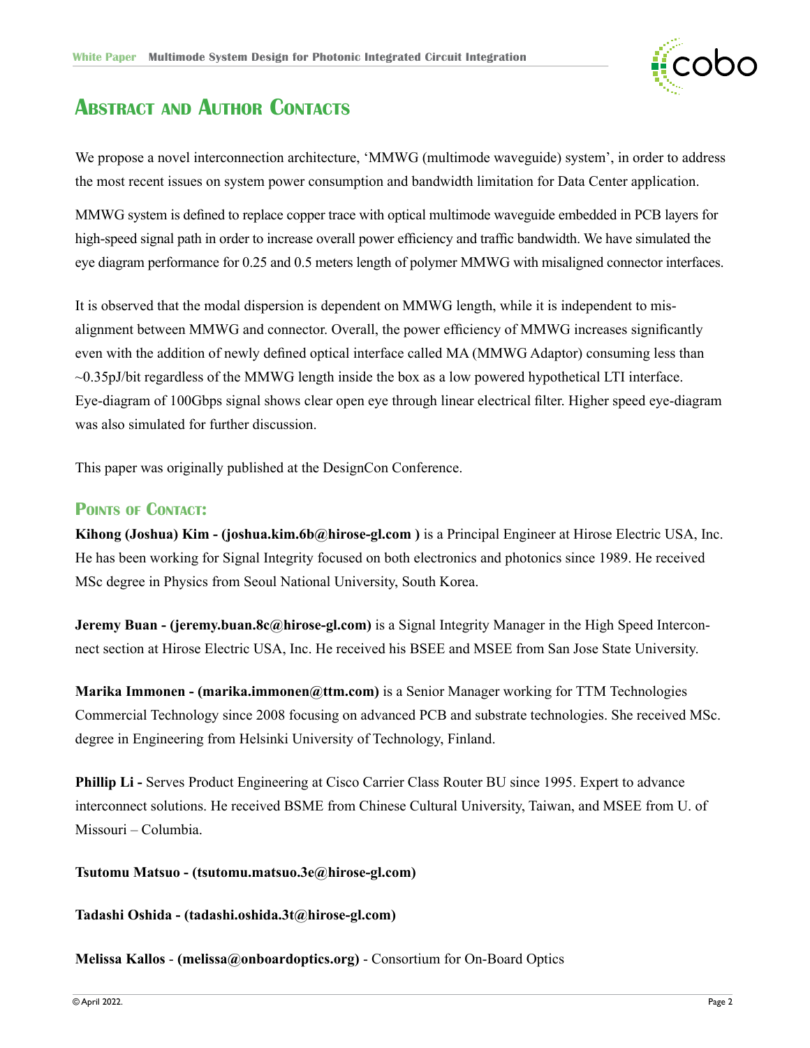# Abstract and Author Contacts

We propose a novel interconnection architecture, 'MMWG (multimode waveguide) system', in order to address the most recent issues on system power consumption and bandwidth limitation for Data Center application.

MMWG system is defined to replace copper trace with optical multimode waveguide embedded in PCB layers for high-speed signal path in order to increase overall power efficiency and traffic bandwidth. We have simulated the eye diagram performance for 0.25 and 0.5 meters length of polymer MMWG with misaligned connector interfaces.

It is observed that the modal dispersion is dependent on MMWG length, while it is independent to misalignment between MMWG and connector. Overall, the power efficiency of MMWG increases significantly even with the addition of newly defined optical interface called MA (MMWG Adaptor) consuming less than ~0.35pJ/bit regardless of the MMWG length inside the box as a low powered hypothetical LTI interface. Eye-diagram of 100Gbps signal shows clear open eye through linear electrical filter. Higher speed eye-diagram was also simulated for further discussion.

This paper was originally published at the DesignCon Conference.

## Points of Contact:

**Kihong (Joshua) Kim - (joshua.kim.6b@hirose-gl.com )** is a Principal Engineer at Hirose Electric USA, Inc. He has been working for Signal Integrity focused on both electronics and photonics since 1989. He received MSc degree in Physics from Seoul National University, South Korea.

**Jeremy Buan - (jeremy.buan.8c@hirose-gl.com)** is a Signal Integrity Manager in the High Speed Interconnect section at Hirose Electric USA, Inc. He received his BSEE and MSEE from San Jose State University.

**Marika Immonen - (marika.immonen@ttm.com)** is a Senior Manager working for TTM Technologies Commercial Technology since 2008 focusing on advanced PCB and substrate technologies. She received MSc. degree in Engineering from Helsinki University of Technology, Finland.

**Phillip Li -** Serves Product Engineering at Cisco Carrier Class Router BU since 1995. Expert to advance interconnect solutions. He received BSME from Chinese Cultural University, Taiwan, and MSEE from U. of Missouri – Columbia.

**Tsutomu Matsuo - (tsutomu.matsuo.3e@hirose-gl.com)**

**Tadashi Oshida - (tadashi.oshida.3t@hirose-gl.com)**

**Melissa Kallos** - **(melissa@onboardoptics.org)** - Consortium for On-Board Optics

© April 2022.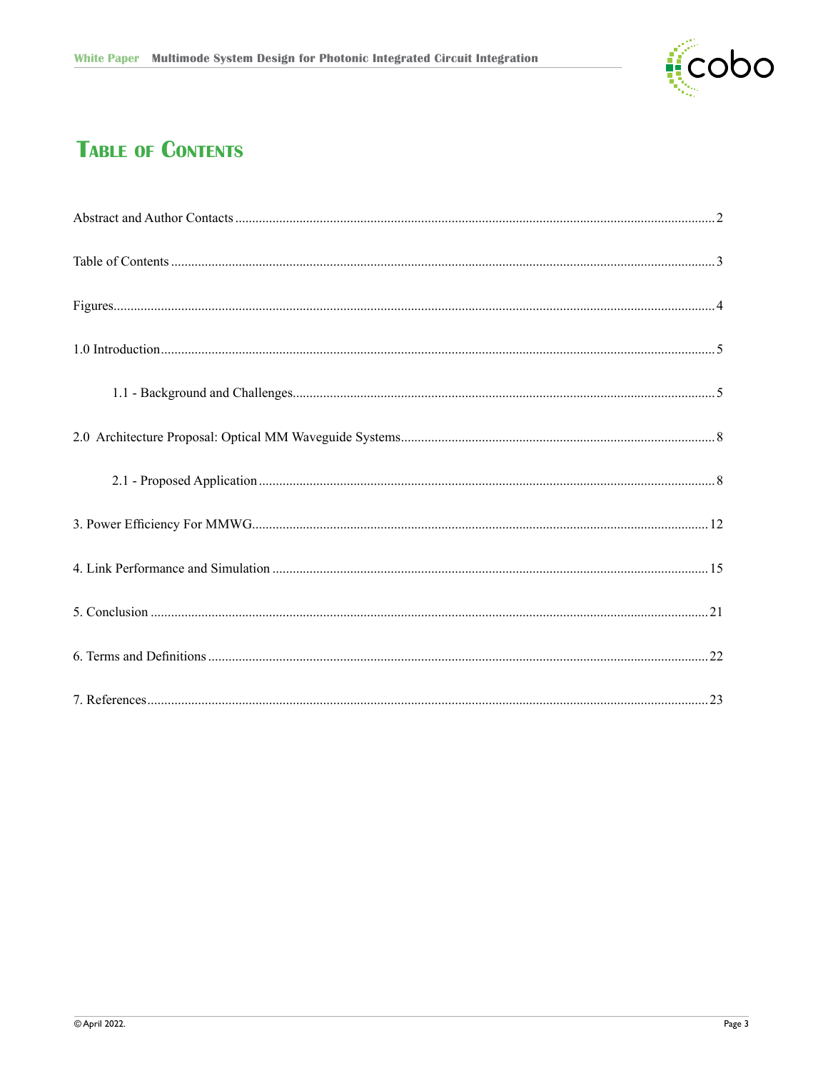# Table of Contents

Abstract and Author Contacts .......... 2

Table of Contents .......... 3

Figures .......... 4

1.0 Introduction .......... 5

  1.1 - Background and Challenges .......... 5

2.0 Architecture Proposal: Optical MM Waveguide Systems .......... 8

  2.1 - Proposed Application .......... 8

3. Power Efficiency For MMWG .......... 12

4. Link Performance and Simulation .......... 15

5. Conclusion .......... 21

6. Terms and Definitions .......... 22

7. References .......... 23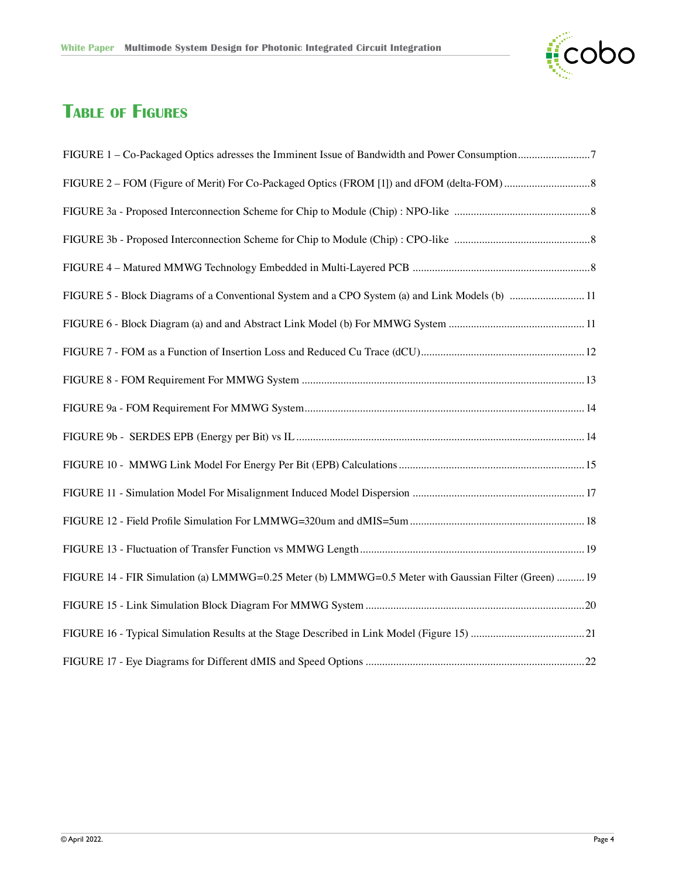# Table of Figures

FIGURE 1 – Co-Packaged Optics adresses the Imminent Issue of Bandwidth and Power Consumption .......................... 7

FIGURE 2 – FOM (Figure of Merit) For Co-Packaged Optics (FROM [1]) and dFOM (delta-FOM) .............................. 8

FIGURE 3a - Proposed Interconnection Scheme for Chip to Module (Chip) : NPO-like ................................................ 8

FIGURE 3b - Proposed Interconnection Scheme for Chip to Module (Chip) : CPO-like ................................................ 8

FIGURE 4 – Matured MMWG Technology Embedded in Multi-Layered PCB ................................................................ 8

FIGURE 5 - Block Diagrams of a Conventional System and a CPO System (a) and Link Models (b) .......................... 11

FIGURE 6 - Block Diagram (a) and and Abstract Link Model (b) For MMWG System ................................................ 11

FIGURE 7 - FOM as a Function of Insertion Loss and Reduced Cu Trace (dCU) .......................................................... 12

FIGURE 8 - FOM Requirement For MMWG System ..................................................................................................... 13

FIGURE 9a - FOM Requirement For MMWG System .................................................................................................... 14

FIGURE 9b - SERDES EPB (Energy per Bit) vs IL ........................................................................................................ 14

FIGURE 10 - MMWG Link Model For Energy Per Bit (EPB) Calculations .................................................................. 15

FIGURE 11 - Simulation Model For Misalignment Induced Model Dispersion ............................................................. 17

FIGURE 12 - Field Profile Simulation For LMMWG=320um and dMIS=5um .............................................................. 18

FIGURE 13 - Fluctuation of Transfer Function vs MMWG Length ................................................................................ 19

FIGURE 14 - FIR Simulation (a) LMMWG=0.25 Meter (b) LMMWG=0.5 Meter with Gaussian Filter (Green) .......... 19

FIGURE 15 - Link Simulation Block Diagram For MMWG System .............................................................................. 20

FIGURE 16 - Typical Simulation Results at the Stage Described in Link Model (Figure 15) ......................................... 21

FIGURE 17 - Eye Diagrams for Different dMIS and Speed Options .............................................................................. 22

© April 2022.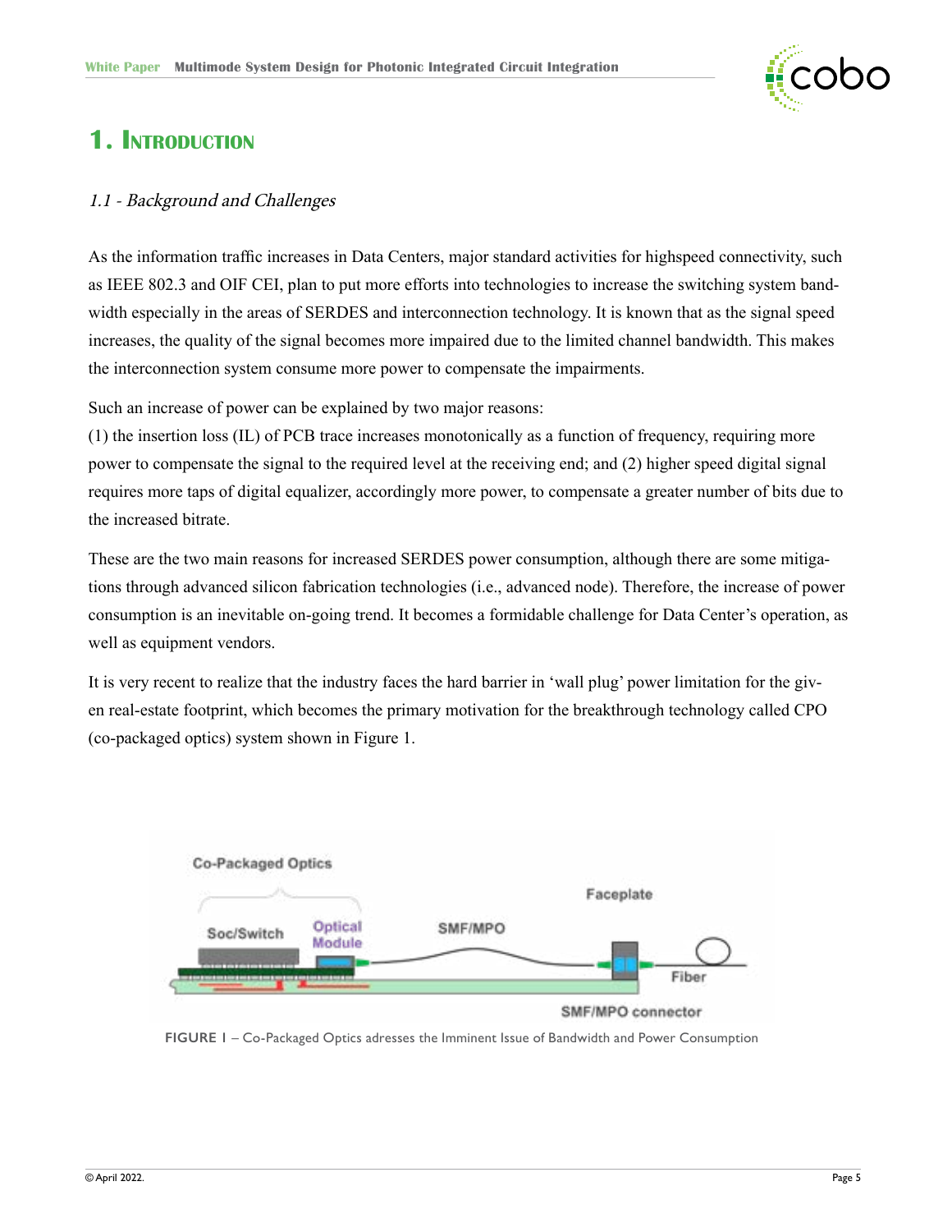# 1. Introduction

### *1.1 - Background and Challenges*

As the information traffic increases in Data Centers, major standard activities for highspeed connectivity, such as IEEE 802.3 and OIF CEI, plan to put more efforts into technologies to increase the switching system bandwidth especially in the areas of SERDES and interconnection technology. It is known that as the signal speed increases, the quality of the signal becomes more impaired due to the limited channel bandwidth. This makes the interconnection system consume more power to compensate the impairments.

Such an increase of power can be explained by two major reasons:
(1) the insertion loss (IL) of PCB trace increases monotonically as a function of frequency, requiring more power to compensate the signal to the required level at the receiving end; and (2) higher speed digital signal requires more taps of digital equalizer, accordingly more power, to compensate a greater number of bits due to the increased bitrate.

These are the two main reasons for increased SERDES power consumption, although there are some mitigations through advanced silicon fabrication technologies (i.e., advanced node). Therefore, the increase of power consumption is an inevitable on-going trend. It becomes a formidable challenge for Data Center's operation, as well as equipment vendors.

It is very recent to realize that the industry faces the hard barrier in 'wall plug' power limitation for the given real-estate footprint, which becomes the primary motivation for the breakthrough technology called CPO (co-packaged optics) system shown in Figure 1.

**FIGURE 1** – Co-Packaged Optics adresses the Imminent Issue of Bandwidth and Power Consumption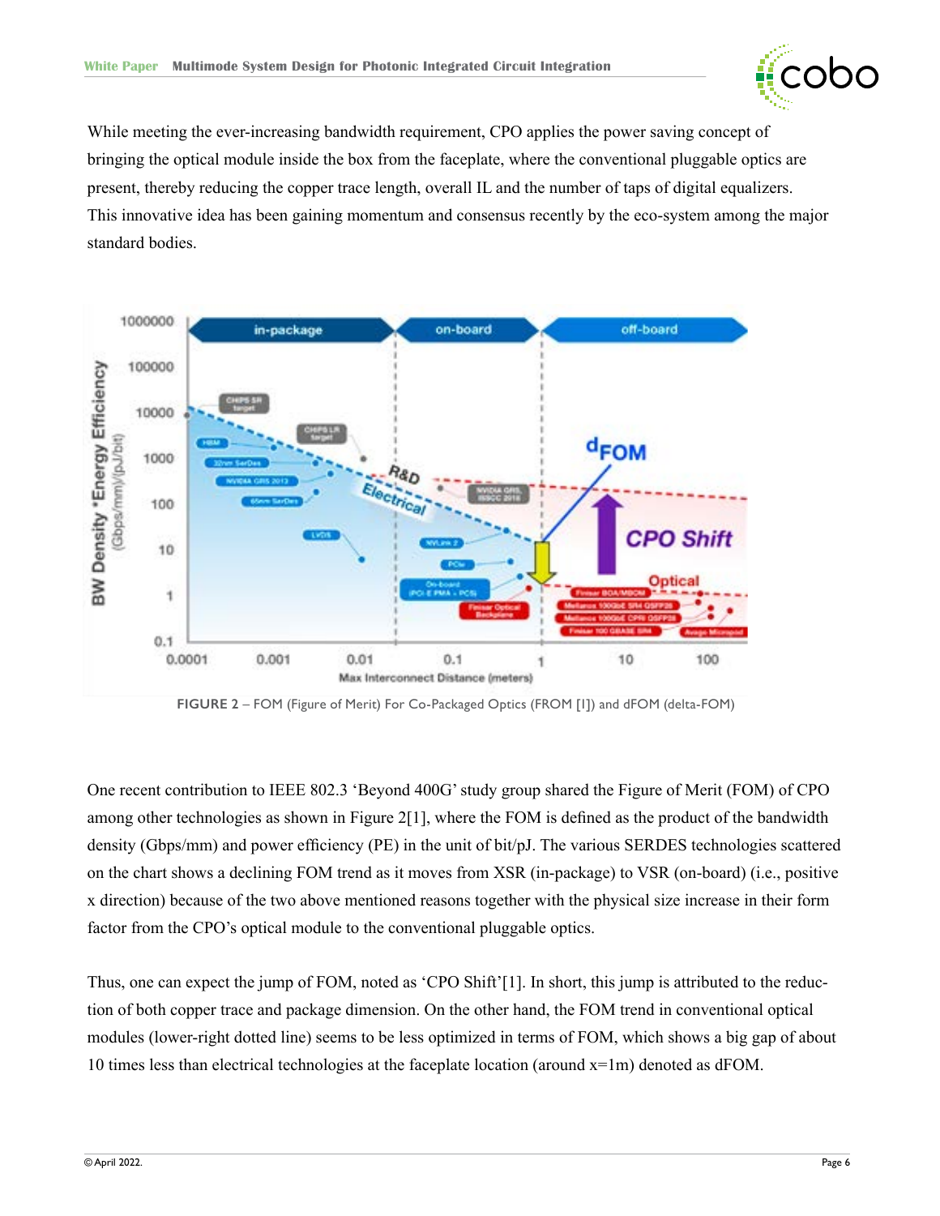While meeting the ever-increasing bandwidth requirement, CPO applies the power saving concept of bringing the optical module inside the box from the faceplate, where the conventional pluggable optics are present, thereby reducing the copper trace length, overall IL and the number of taps of digital equalizers. This innovative idea has been gaining momentum and consensus recently by the eco-system among the major standard bodies.

FIGURE 2 – FOM (Figure of Merit) For Co-Packaged Optics (FROM [I]) and dFOM (delta-FOM)

One recent contribution to IEEE 802.3 'Beyond 400G' study group shared the Figure of Merit (FOM) of CPO among other technologies as shown in Figure 2[1], where the FOM is defined as the product of the bandwidth density (Gbps/mm) and power efficiency (PE) in the unit of bit/pJ. The various SERDES technologies scattered on the chart shows a declining FOM trend as it moves from XSR (in-package) to VSR (on-board) (i.e., positive x direction) because of the two above mentioned reasons together with the physical size increase in their form factor from the CPO's optical module to the conventional pluggable optics.

Thus, one can expect the jump of FOM, noted as 'CPO Shift'[1]. In short, this jump is attributed to the reduction of both copper trace and package dimension. On the other hand, the FOM trend in conventional optical modules (lower-right dotted line) seems to be less optimized in terms of FOM, which shows a big gap of about 10 times less than electrical technologies at the faceplate location (around x=1m) denoted as dFOM.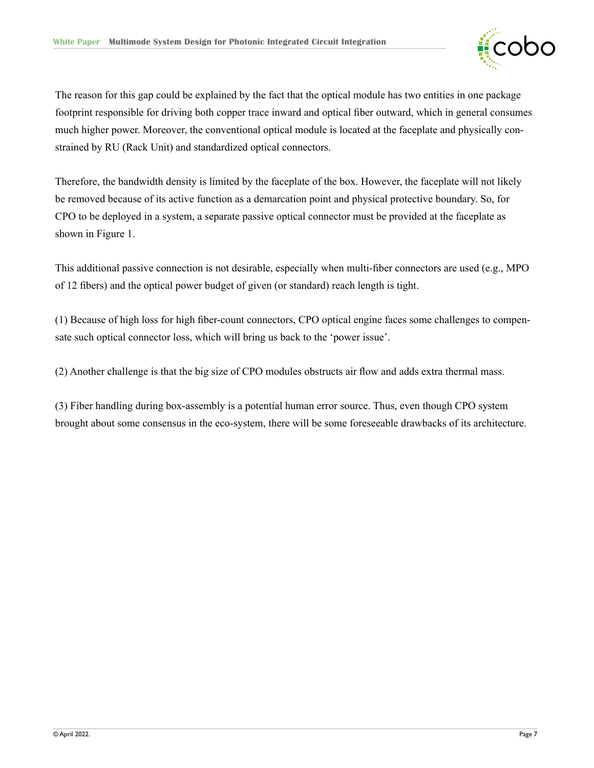The reason for this gap could be explained by the fact that the optical module has two entities in one package footprint responsible for driving both copper trace inward and optical fiber outward, which in general consumes much higher power. Moreover, the conventional optical module is located at the faceplate and physically constrained by RU (Rack Unit) and standardized optical connectors.

Therefore, the bandwidth density is limited by the faceplate of the box. However, the faceplate will not likely be removed because of its active function as a demarcation point and physical protective boundary. So, for CPO to be deployed in a system, a separate passive optical connector must be provided at the faceplate as shown in Figure 1.

This additional passive connection is not desirable, especially when multi-fiber connectors are used (e.g., MPO of 12 fibers) and the optical power budget of given (or standard) reach length is tight.

(1) Because of high loss for high fiber-count connectors, CPO optical engine faces some challenges to compensate such optical connector loss, which will bring us back to the 'power issue'.

(2) Another challenge is that the big size of CPO modules obstructs air flow and adds extra thermal mass.

(3) Fiber handling during box-assembly is a potential human error source. Thus, even though CPO system brought about some consensus in the eco-system, there will be some foreseeable drawbacks of its architecture.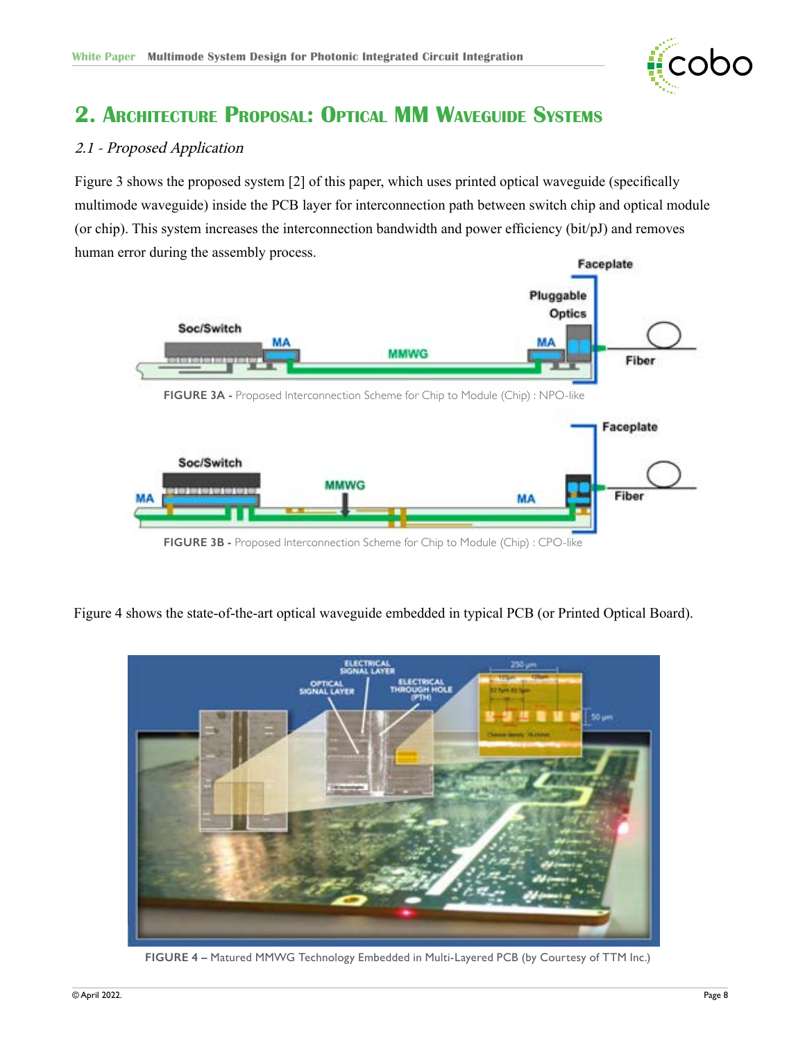## 2. Architecture Proposal: Optical MM Waveguide Systems

### *2.1 - Proposed Application*

Figure 3 shows the proposed system [2] of this paper, which uses printed optical waveguide (specifically multimode waveguide) inside the PCB layer for interconnection path between switch chip and optical module (or chip). This system increases the interconnection bandwidth and power efficiency (bit/pJ) and removes human error during the assembly process.

**FIGURE 3A -** Proposed Interconnection Scheme for Chip to Module (Chip) : NPO-like

**FIGURE 3B -** Proposed Interconnection Scheme for Chip to Module (Chip) : CPO-like

Figure 4 shows the state-of-the-art optical waveguide embedded in typical PCB (or Printed Optical Board).

**FIGURE 4 –** Matured MMWG Technology Embedded in Multi-Layered PCB (by Courtesy of TTM Inc.)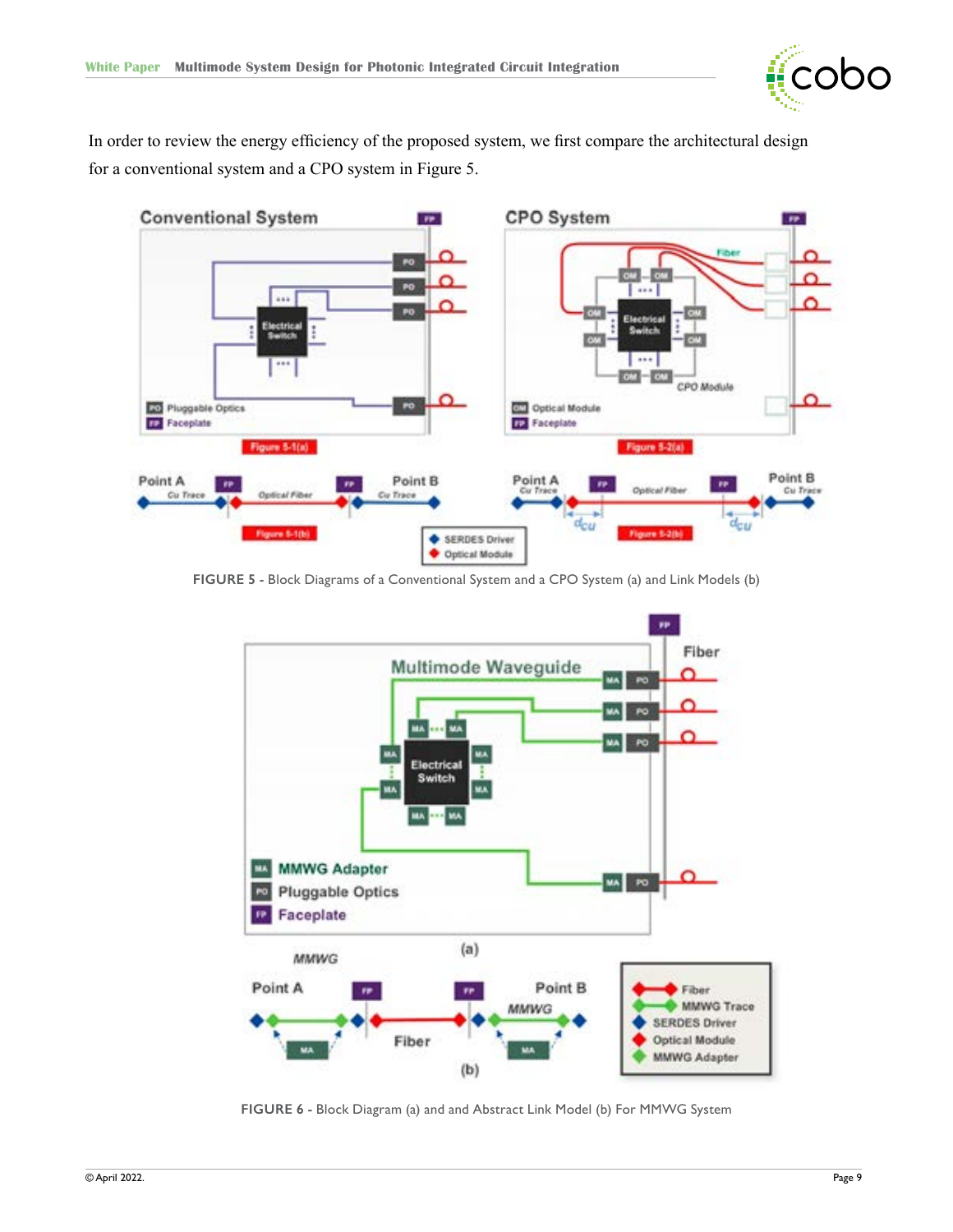In order to review the energy efficiency of the proposed system, we first compare the architectural design for a conventional system and a CPO system in Figure 5.

FIGURE 5 - Block Diagrams of a Conventional System and a CPO System (a) and Link Models (b)

FIGURE 6 - Block Diagram (a) and and Abstract Link Model (b) For MMWG System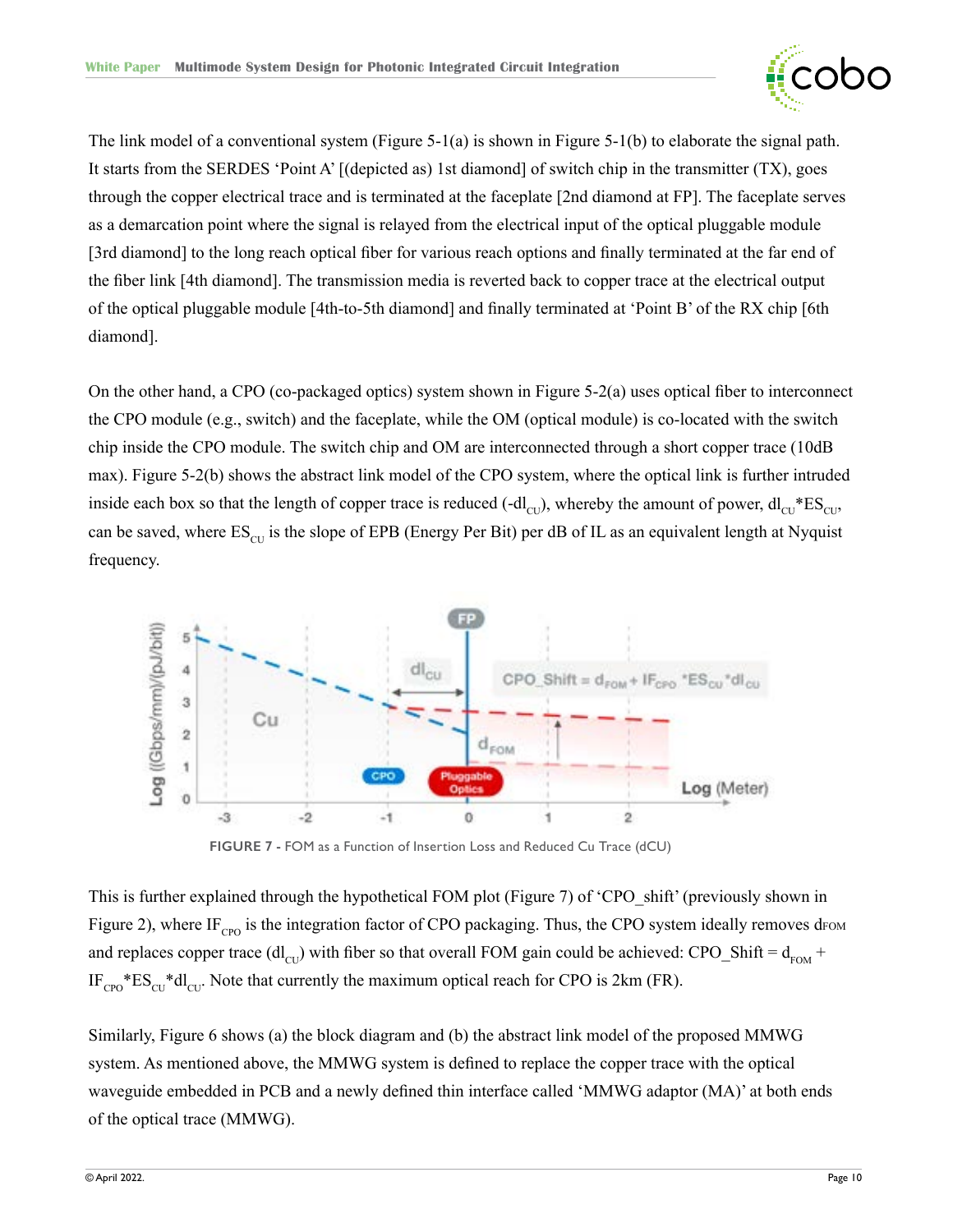The link model of a conventional system (Figure 5-1(a) is shown in Figure 5-1(b) to elaborate the signal path. It starts from the SERDES 'Point A' [(depicted as) 1st diamond] of switch chip in the transmitter (TX), goes through the copper electrical trace and is terminated at the faceplate [2nd diamond at FP]. The faceplate serves as a demarcation point where the signal is relayed from the electrical input of the optical pluggable module [3rd diamond] to the long reach optical fiber for various reach options and finally terminated at the far end of the fiber link [4th diamond]. The transmission media is reverted back to copper trace at the electrical output of the optical pluggable module [4th-to-5th diamond] and finally terminated at 'Point B' of the RX chip [6th diamond].

On the other hand, a CPO (co-packaged optics) system shown in Figure 5-2(a) uses optical fiber to interconnect the CPO module (e.g., switch) and the faceplate, while the OM (optical module) is co-located with the switch chip inside the CPO module. The switch chip and OM are interconnected through a short copper trace (10dB max). Figure 5-2(b) shows the abstract link model of the CPO system, where the optical link is further intruded inside each box so that the length of copper trace is reduced ($-dl_{CU}$), whereby the amount of power, $dl_{CU}*ES_{CU}$, can be saved, where $ES_{CU}$ is the slope of EPB (Energy Per Bit) per dB of IL as an equivalent length at Nyquist frequency.

FIGURE 7 - FOM as a Function of Insertion Loss and Reduced Cu Trace (dCU)

This is further explained through the hypothetical FOM plot (Figure 7) of 'CPO_shift' (previously shown in Figure 2), where $IF_{CPO}$ is the integration factor of CPO packaging. Thus, the CPO system ideally removes $d_{FOM}$ and replaces copper trace ($dl_{CU}$) with fiber so that overall FOM gain could be achieved: CPO_Shift = $d_{FOM} + IF_{CPO}*ES_{CU}*dl_{CU}$. Note that currently the maximum optical reach for CPO is 2km (FR).

Similarly, Figure 6 shows (a) the block diagram and (b) the abstract link model of the proposed MMWG system. As mentioned above, the MMWG system is defined to replace the copper trace with the optical waveguide embedded in PCB and a newly defined thin interface called 'MMWG adaptor (MA)' at both ends of the optical trace (MMWG).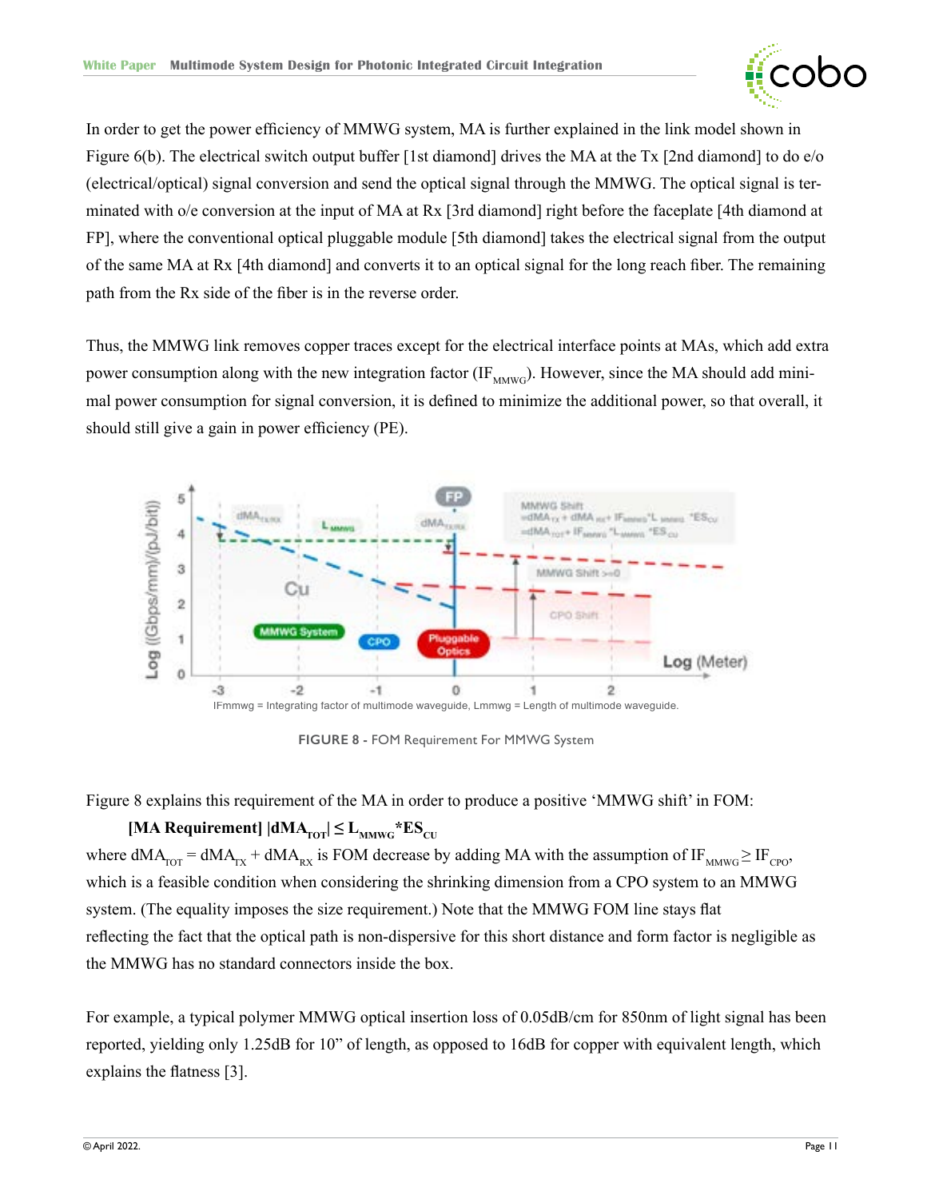In order to get the power efficiency of MMWG system, MA is further explained in the link model shown in Figure 6(b). The electrical switch output buffer [1st diamond] drives the MA at the Tx [2nd diamond] to do e/o (electrical/optical) signal conversion and send the optical signal through the MMWG. The optical signal is terminated with o/e conversion at the input of MA at Rx [3rd diamond] right before the faceplate [4th diamond at FP], where the conventional optical pluggable module [5th diamond] takes the electrical signal from the output of the same MA at Rx [4th diamond] and converts it to an optical signal for the long reach fiber. The remaining path from the Rx side of the fiber is in the reverse order.

Thus, the MMWG link removes copper traces except for the electrical interface points at MAs, which add extra power consumption along with the new integration factor ($IF_{MMWG}$). However, since the MA should add minimal power consumption for signal conversion, it is defined to minimize the additional power, so that overall, it should still give a gain in power efficiency (PE).

IFmmwg = Integrating factor of multimode waveguide, Lmmwg = Length of multimode waveguide.

**FIGURE 8 -** FOM Requirement For MMWG System

Figure 8 explains this requirement of the MA in order to produce a positive 'MMWG shift' in FOM:

**[MA Requirement]** $|dMA_{TOT}| \leq L_{MMWG} * ES_{CU}$

where $dMA_{TOT} = dMA_{TX} + dMA_{RX}$ is FOM decrease by adding MA with the assumption of $IF_{MMWG} \geq IF_{CPO}$, which is a feasible condition when considering the shrinking dimension from a CPO system to an MMWG system. (The equality imposes the size requirement.) Note that the MMWG FOM line stays flat reflecting the fact that the optical path is non-dispersive for this short distance and form factor is negligible as the MMWG has no standard connectors inside the box.

For example, a typical polymer MMWG optical insertion loss of 0.05dB/cm for 850nm of light signal has been reported, yielding only 1.25dB for 10" of length, as opposed to 16dB for copper with equivalent length, which explains the flatness [3].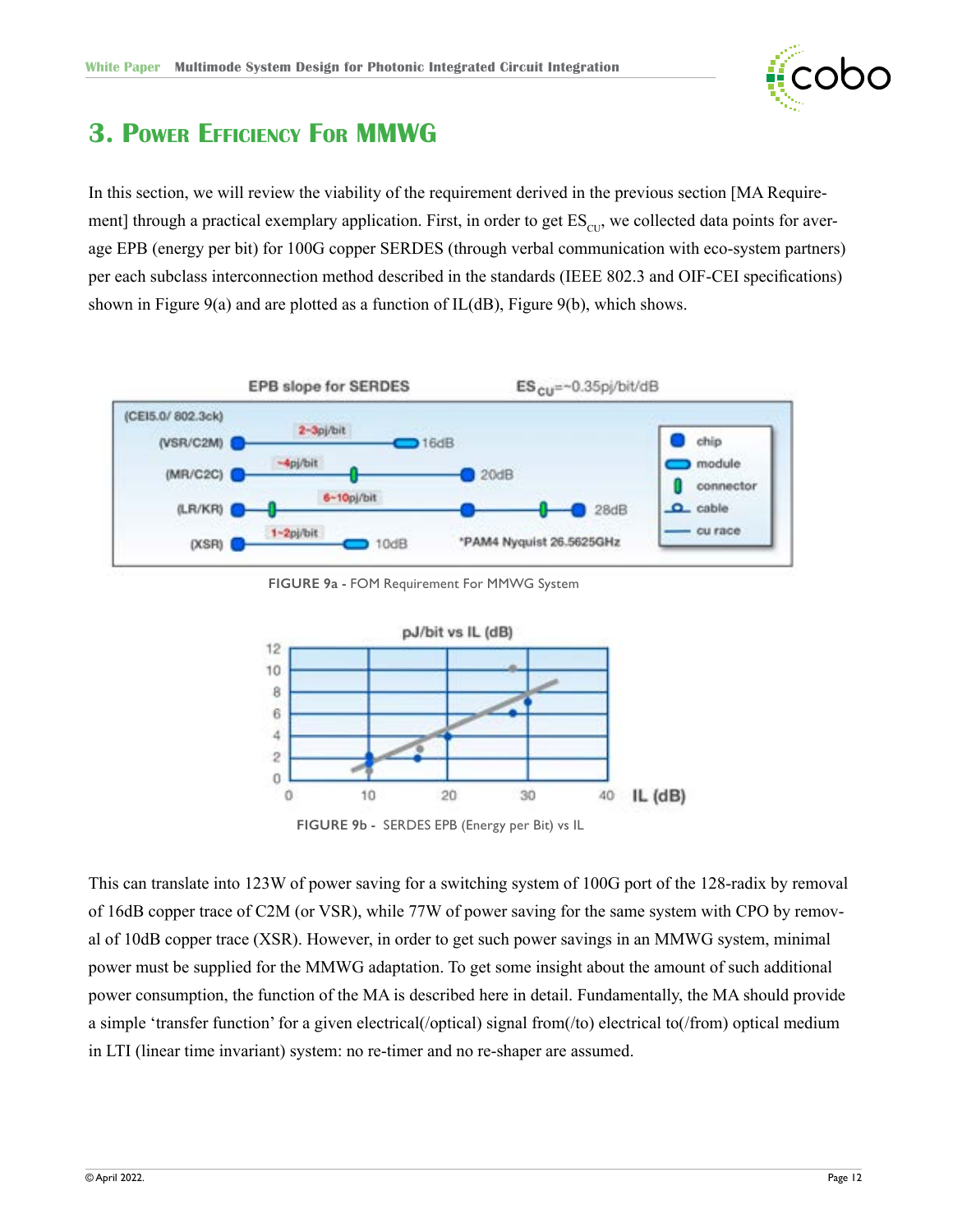# 3. Power Efficiency For MMWG

In this section, we will review the viability of the requirement derived in the previous section [MA Requirement] through a practical exemplary application. First, in order to get $ES_{CU}$, we collected data points for average EPB (energy per bit) for 100G copper SERDES (through verbal communication with eco-system partners) per each subclass interconnection method described in the standards (IEEE 802.3 and OIF-CEI specifications) shown in Figure 9(a) and are plotted as a function of IL(dB), Figure 9(b), which shows.

FIGURE 9a - FOM Requirement For MMWG System

FIGURE 9b - SERDES EPB (Energy per Bit) vs IL

This can translate into 123W of power saving for a switching system of 100G port of the 128-radix by removal of 16dB copper trace of C2M (or VSR), while 77W of power saving for the same system with CPO by removal of 10dB copper trace (XSR). However, in order to get such power savings in an MMWG system, minimal power must be supplied for the MMWG adaptation. To get some insight about the amount of such additional power consumption, the function of the MA is described here in detail. Fundamentally, the MA should provide a simple 'transfer function' for a given electrical(/optical) signal from(/to) electrical to(/from) optical medium in LTI (linear time invariant) system: no re-timer and no re-shaper are assumed.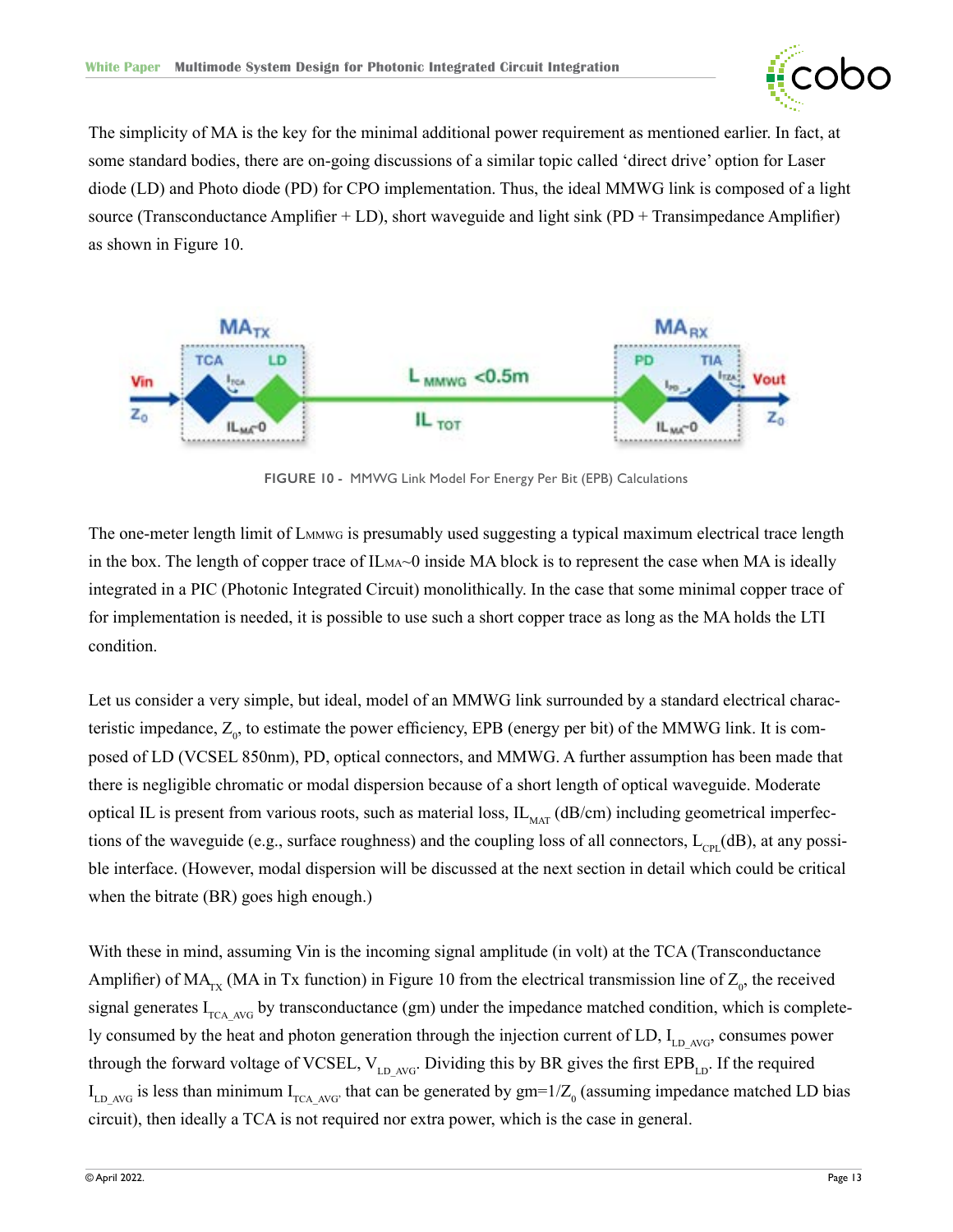The simplicity of MA is the key for the minimal additional power requirement as mentioned earlier. In fact, at some standard bodies, there are on-going discussions of a similar topic called 'direct drive' option for Laser diode (LD) and Photo diode (PD) for CPO implementation. Thus, the ideal MMWG link is composed of a light source (Transconductance Amplifier + LD), short waveguide and light sink (PD + Transimpedance Amplifier) as shown in Figure 10.

FIGURE 10 - MMWG Link Model For Energy Per Bit (EPB) Calculations

The one-meter length limit of $L_{MMWG}$ is presumably used suggesting a typical maximum electrical trace length in the box. The length of copper trace of $IL_{MA}$~0 inside MA block is to represent the case when MA is ideally integrated in a PIC (Photonic Integrated Circuit) monolithically. In the case that some minimal copper trace of for implementation is needed, it is possible to use such a short copper trace as long as the MA holds the LTI condition.

Let us consider a very simple, but ideal, model of an MMWG link surrounded by a standard electrical characteristic impedance, $Z_0$, to estimate the power efficiency, EPB (energy per bit) of the MMWG link. It is composed of LD (VCSEL 850nm), PD, optical connectors, and MMWG. A further assumption has been made that there is negligible chromatic or modal dispersion because of a short length of optical waveguide. Moderate optical IL is present from various roots, such as material loss, $IL_{MAT}$ (dB/cm) including geometrical imperfections of the waveguide (e.g., surface roughness) and the coupling loss of all connectors, $L_{CPL}$(dB), at any possible interface. (However, modal dispersion will be discussed at the next section in detail which could be critical when the bitrate (BR) goes high enough.)

With these in mind, assuming Vin is the incoming signal amplitude (in volt) at the TCA (Transconductance Amplifier) of $MA_{TX}$ (MA in Tx function) in Figure 10 from the electrical transmission line of $Z_0$, the received signal generates $I_{TCA\_AVG}$ by transconductance (gm) under the impedance matched condition, which is completely consumed by the heat and photon generation through the injection current of LD, $I_{LD\_AVG}$, consumes power through the forward voltage of VCSEL, $V_{LD\_AVG}$. Dividing this by BR gives the first $EPB_{LD}$. If the required $I_{LD\_AVG}$ is less than minimum $I_{TCA\_AVG}$, that can be generated by $gm=1/Z_0$ (assuming impedance matched LD bias circuit), then ideally a TCA is not required nor extra power, which is the case in general.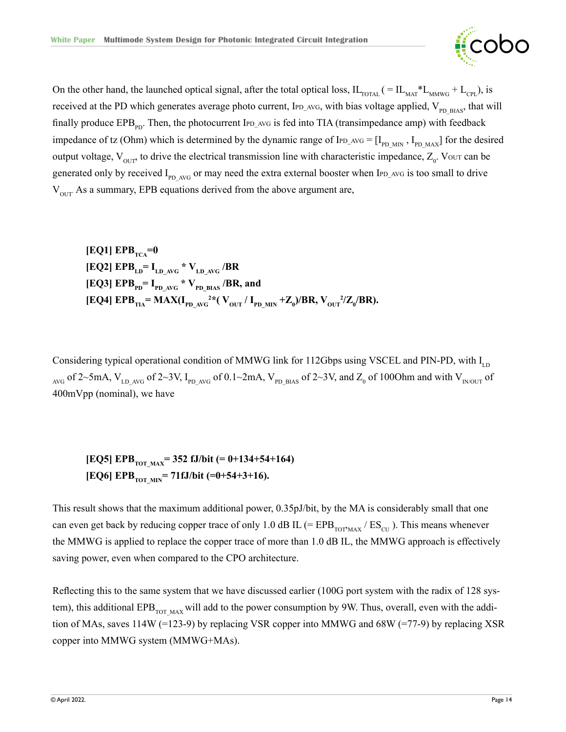On the other hand, the launched optical signal, after the total optical loss, $IL_{TOTAL}$ ( = $IL_{MAT}$*$L_{MMWG}$ + $L_{CPL}$), is received at the PD which generates average photo current, $I_{PD\_AVG}$, with bias voltage applied, $V_{PD\_BIAS}$, that will finally produce $EPB_{PD}$. Then, the photocurrent $I_{PD\_AVG}$ is fed into TIA (transimpedance amp) with feedback impedance of tz (Ohm) which is determined by the dynamic range of $I_{PD\_AVG}$ = [$I_{PD\_MIN}$ , $I_{PD\_MAX}$] for the desired output voltage, $V_{OUT}$, to drive the electrical transmission line with characteristic impedance, $Z_0$. $V_{OUT}$ can be generated only by received $I_{PD\_AVG}$ or may need the extra external booster when $I_{PD\_AVG}$ is too small to drive $V_{OUT}$. As a summary, EPB equations derived from the above argument are,

**[EQ1]** $EPB_{TCA}=0$
**[EQ2]** $EPB_{LD}= I_{LD\_AVG} * V_{LD\_AVG} /BR$
**[EQ3]** $EPB_{PD}= I_{PD\_AVG} * V_{PD\_BIAS} /BR$, and
**[EQ4]** $EPB_{TIA}= MAX(I_{PD\_AVG}^{2}*( V_{OUT} / I_{PD\_MIN} +Z_0)/BR, V_{OUT}^{2}/Z_0/BR)$.

Considering typical operational condition of MMWG link for 112Gbps using VSCEL and PIN-PD, with $I_{LD\_AVG}$ of 2~5mA, $V_{LD\_AVG}$ of 2~3V, $I_{PD\_AVG}$ of 0.1~2mA, $V_{PD\_BIAS}$ of 2~3V, and $Z_0$ of 100Ohm and with $V_{IN/OUT}$ of 400mVpp (nominal), we have

**[EQ5]** $EPB_{TOT\_MAX}$= 352 fJ/bit (= 0+134+54+164)
**[EQ6]** $EPB_{TOT\_MIN}$= 71fJ/bit (=0+54+3+16).

This result shows that the maximum additional power, 0.35pJ/bit, by the MA is considerably small that one can even get back by reducing copper trace of only 1.0 dB IL (= $EPB_{TOT,MAX}$ / $ES_{CU}$ ). This means whenever the MMWG is applied to replace the copper trace of more than 1.0 dB IL, the MMWG approach is effectively saving power, even when compared to the CPO architecture.

Reflecting this to the same system that we have discussed earlier (100G port system with the radix of 128 system), this additional $EPB_{TOT\_MAX}$ will add to the power consumption by 9W. Thus, overall, even with the addition of MAs, saves 114W (=123-9) by replacing VSR copper into MMWG and 68W (=77-9) by replacing XSR copper into MMWG system (MMWG+MAs).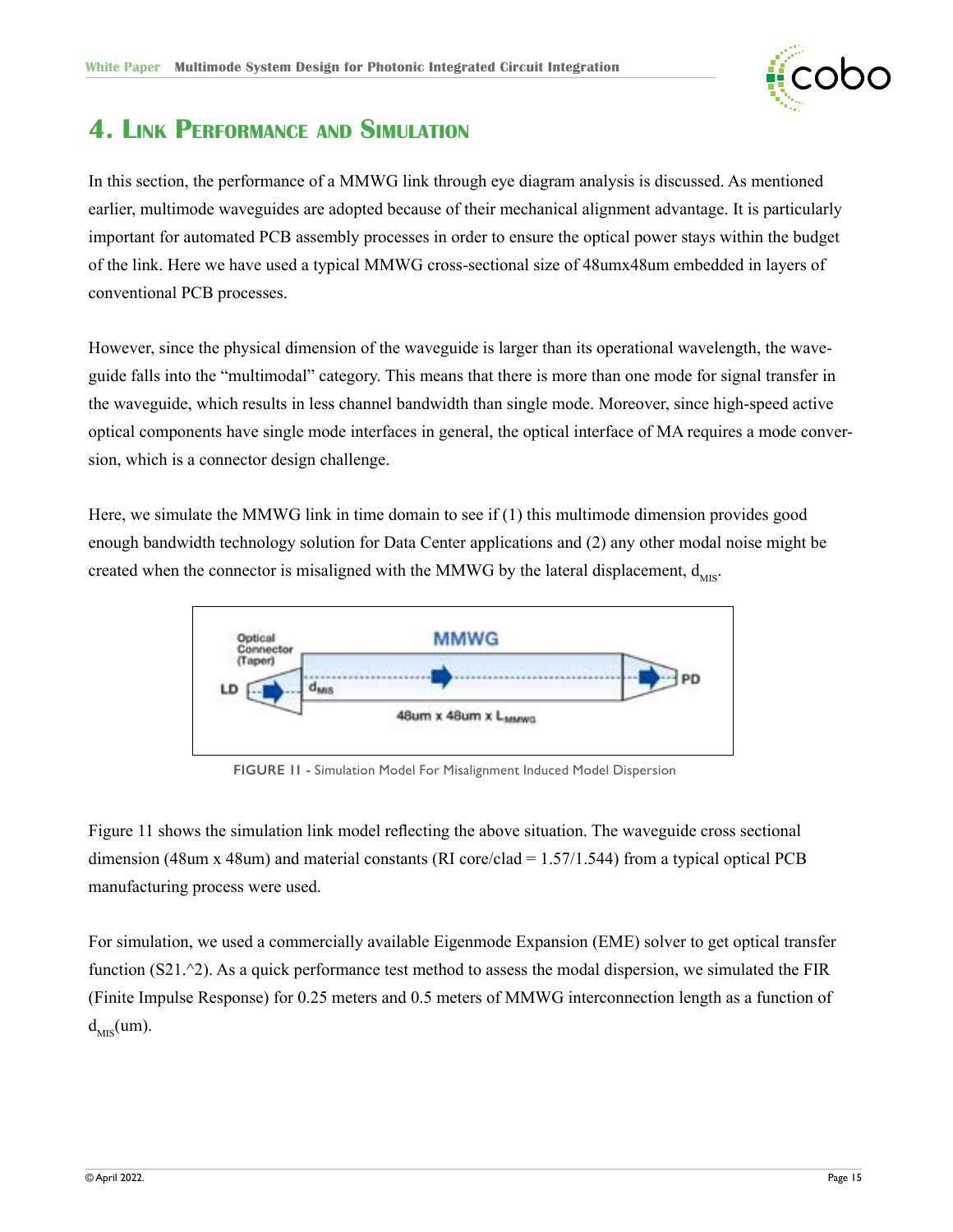# 4. Link Performance and Simulation

In this section, the performance of a MMWG link through eye diagram analysis is discussed. As mentioned earlier, multimode waveguides are adopted because of their mechanical alignment advantage. It is particularly important for automated PCB assembly processes in order to ensure the optical power stays within the budget of the link. Here we have used a typical MMWG cross-sectional size of 48umx48um embedded in layers of conventional PCB processes.

However, since the physical dimension of the waveguide is larger than its operational wavelength, the waveguide falls into the "multimodal" category. This means that there is more than one mode for signal transfer in the waveguide, which results in less channel bandwidth than single mode. Moreover, since high-speed active optical components have single mode interfaces in general, the optical interface of MA requires a mode conversion, which is a connector design challenge.

Here, we simulate the MMWG link in time domain to see if (1) this multimode dimension provides good enough bandwidth technology solution for Data Center applications and (2) any other modal noise might be created when the connector is misaligned with the MMWG by the lateral displacement, $d_{MIS}$.

FIGURE 11 - Simulation Model For Misalignment Induced Model Dispersion

Figure 11 shows the simulation link model reflecting the above situation. The waveguide cross sectional dimension (48um x 48um) and material constants (RI core/clad = 1.57/1.544) from a typical optical PCB manufacturing process were used.

For simulation, we used a commercially available Eigenmode Expansion (EME) solver to get optical transfer function (S21.^2). As a quick performance test method to assess the modal dispersion, we simulated the FIR (Finite Impulse Response) for 0.25 meters and 0.5 meters of MMWG interconnection length as a function of $d_{MIS}$(um).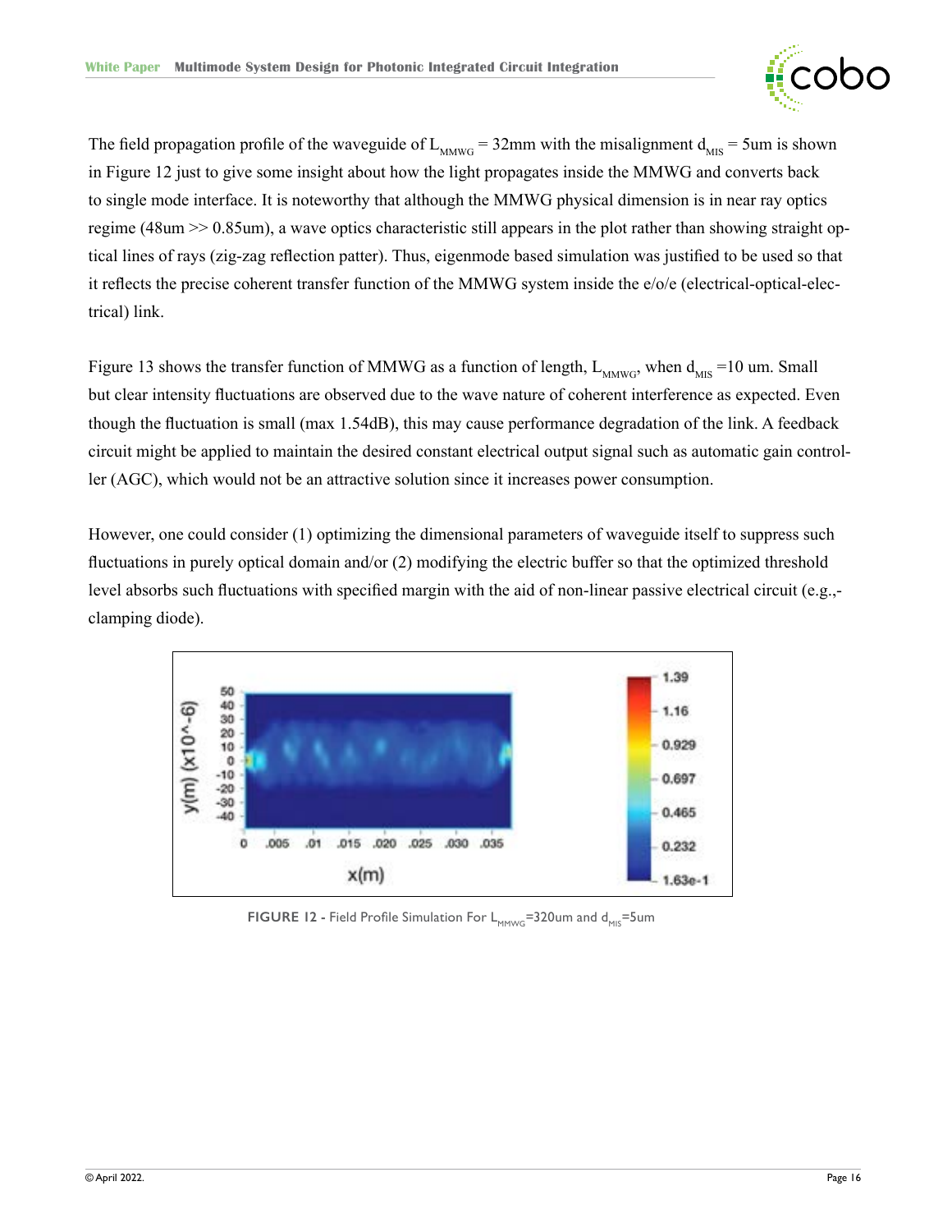The field propagation profile of the waveguide of $L_{MMWG}$ = 32mm with the misalignment $d_{MIS}$ = 5um is shown in Figure 12 just to give some insight about how the light propagates inside the MMWG and converts back to single mode interface. It is noteworthy that although the MMWG physical dimension is in near ray optics regime (48um >> 0.85um), a wave optics characteristic still appears in the plot rather than showing straight optical lines of rays (zig-zag reflection patter). Thus, eigenmode based simulation was justified to be used so that it reflects the precise coherent transfer function of the MMWG system inside the e/o/e (electrical-optical-electrical) link.

Figure 13 shows the transfer function of MMWG as a function of length, $L_{MMWG}$, when $d_{MIS}$ =10 um. Small but clear intensity fluctuations are observed due to the wave nature of coherent interference as expected. Even though the fluctuation is small (max 1.54dB), this may cause performance degradation of the link. A feedback circuit might be applied to maintain the desired constant electrical output signal such as automatic gain controller (AGC), which would not be an attractive solution since it increases power consumption.

However, one could consider (1) optimizing the dimensional parameters of waveguide itself to suppress such fluctuations in purely optical domain and/or (2) modifying the electric buffer so that the optimized threshold level absorbs such fluctuations with specified margin with the aid of non-linear passive electrical circuit (e.g.,-clamping diode).

**FIGURE 12** - Field Profile Simulation For $L_{MMWG}$=320um and $d_{MIS}$=5um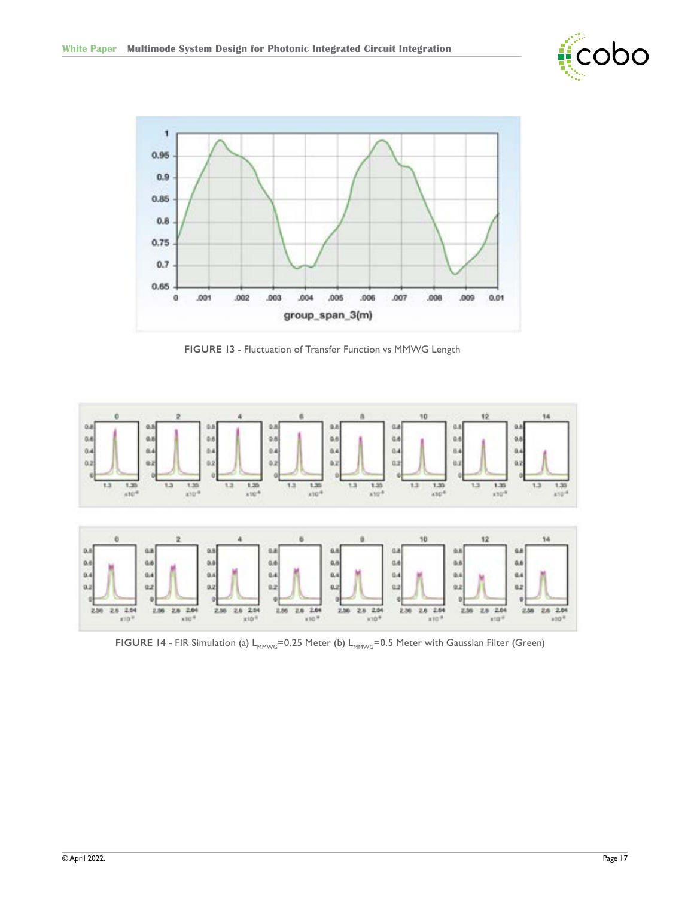**FIGURE 13 -** Fluctuation of Transfer Function vs MMWG Length

**FIGURE 14 -** FIR Simulation (a) $L_{MMWG}$=0.25 Meter (b) $L_{MMWG}$=0.5 Meter with Gaussian Filter (Green)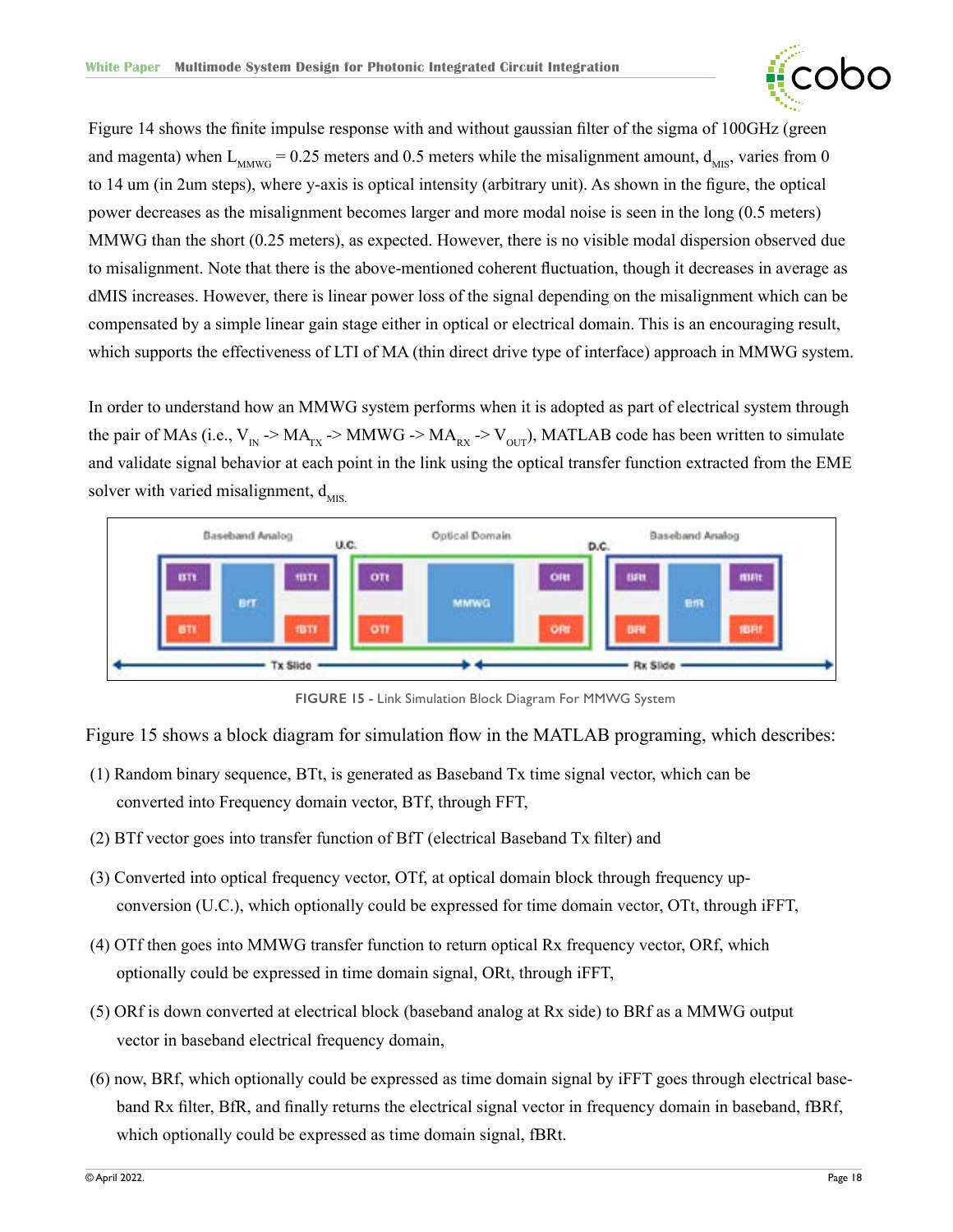Figure 14 shows the finite impulse response with and without gaussian filter of the sigma of 100GHz (green and magenta) when $L_{MMWG}$ = 0.25 meters and 0.5 meters while the misalignment amount, $d_{MIS}$, varies from 0 to 14 um (in 2um steps), where y-axis is optical intensity (arbitrary unit). As shown in the figure, the optical power decreases as the misalignment becomes larger and more modal noise is seen in the long (0.5 meters) MMWG than the short (0.25 meters), as expected. However, there is no visible modal dispersion observed due to misalignment. Note that there is the above-mentioned coherent fluctuation, though it decreases in average as dMIS increases. However, there is linear power loss of the signal depending on the misalignment which can be compensated by a simple linear gain stage either in optical or electrical domain. This is an encouraging result, which supports the effectiveness of LTI of MA (thin direct drive type of interface) approach in MMWG system.

In order to understand how an MMWG system performs when it is adopted as part of electrical system through the pair of MAs (i.e., $V_{IN}$ -> $MA_{TX}$ -> MMWG -> $MA_{RX}$ -> $V_{OUT}$), MATLAB code has been written to simulate and validate signal behavior at each point in the link using the optical transfer function extracted from the EME solver with varied misalignment, $d_{MIS.}$

FIGURE 15 - Link Simulation Block Diagram For MMWG System

Figure 15 shows a block diagram for simulation flow in the MATLAB programing, which describes:

(1) Random binary sequence, BTt, is generated as Baseband Tx time signal vector, which can be converted into Frequency domain vector, BTf, through FFT,

(2) BTf vector goes into transfer function of BfT (electrical Baseband Tx filter) and

(3) Converted into optical frequency vector, OTf, at optical domain block through frequency up-conversion (U.C.), which optionally could be expressed for time domain vector, OTt, through iFFT,

(4) OTf then goes into MMWG transfer function to return optical Rx frequency vector, ORf, which optionally could be expressed in time domain signal, ORt, through iFFT,

(5) ORf is down converted at electrical block (baseband analog at Rx side) to BRf as a MMWG output vector in baseband electrical frequency domain,

(6) now, BRf, which optionally could be expressed as time domain signal by iFFT goes through electrical base-band Rx filter, BfR, and finally returns the electrical signal vector in frequency domain in baseband, fBRf, which optionally could be expressed as time domain signal, fBRt.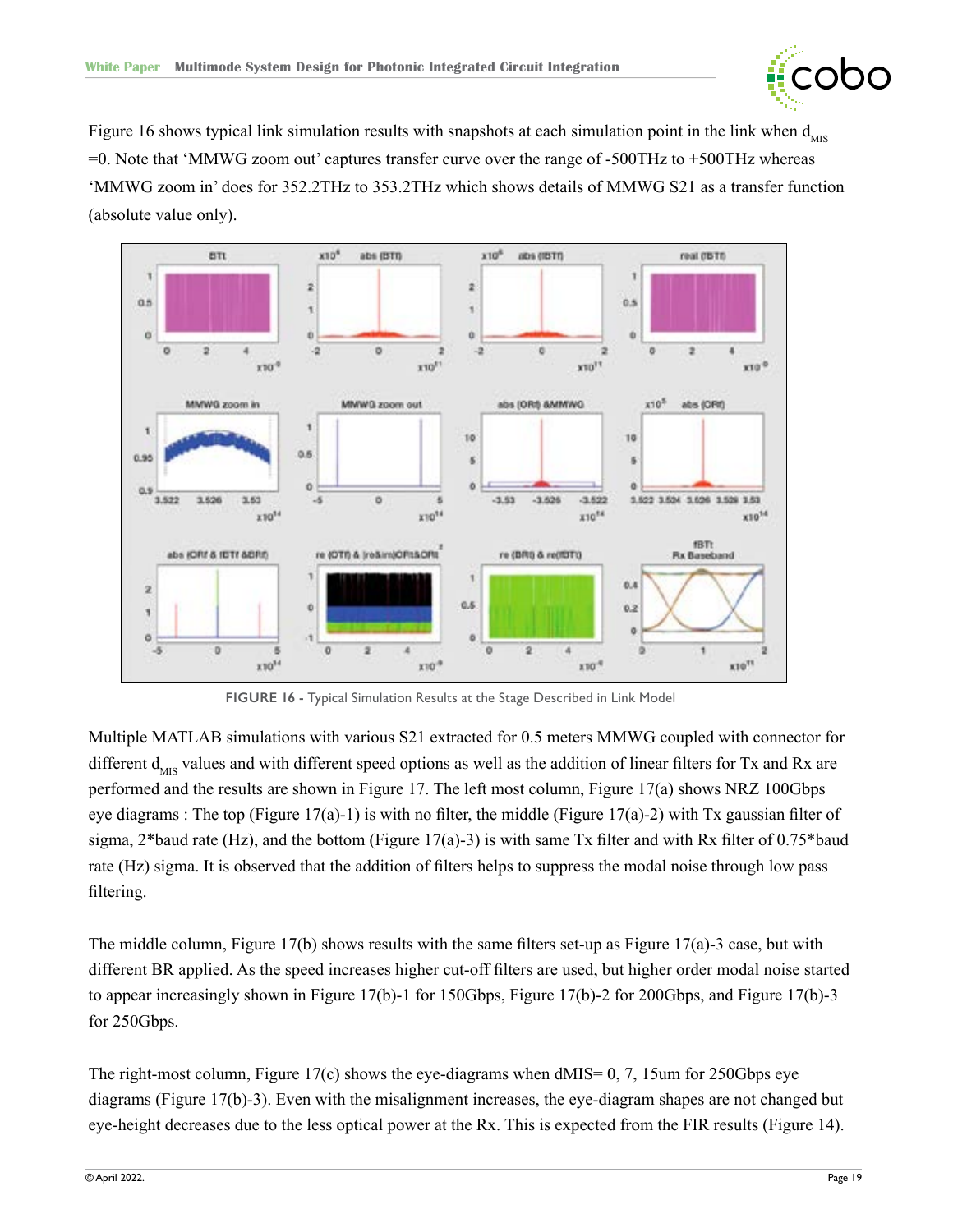Figure 16 shows typical link simulation results with snapshots at each simulation point in the link when $d_{MIS}$ =0. Note that 'MMWG zoom out' captures transfer curve over the range of -500THz to +500THz whereas 'MMWG zoom in' does for 352.2THz to 353.2THz which shows details of MMWG S21 as a transfer function (absolute value only).

FIGURE 16 - Typical Simulation Results at the Stage Described in Link Model

Multiple MATLAB simulations with various S21 extracted for 0.5 meters MMWG coupled with connector for different $d_{MIS}$ values and with different speed options as well as the addition of linear filters for Tx and Rx are performed and the results are shown in Figure 17. The left most column, Figure 17(a) shows NRZ 100Gbps eye diagrams : The top (Figure 17(a)-1) is with no filter, the middle (Figure 17(a)-2) with Tx gaussian filter of sigma, 2*baud rate (Hz), and the bottom (Figure 17(a)-3) is with same Tx filter and with Rx filter of 0.75*baud rate (Hz) sigma. It is observed that the addition of filters helps to suppress the modal noise through low pass filtering.

The middle column, Figure 17(b) shows results with the same filters set-up as Figure 17(a)-3 case, but with different BR applied. As the speed increases higher cut-off filters are used, but higher order modal noise started to appear increasingly shown in Figure 17(b)-1 for 150Gbps, Figure 17(b)-2 for 200Gbps, and Figure 17(b)-3 for 250Gbps.

The right-most column, Figure 17(c) shows the eye-diagrams when dMIS= 0, 7, 15um for 250Gbps eye diagrams (Figure 17(b)-3). Even with the misalignment increases, the eye-diagram shapes are not changed but eye-height decreases due to the less optical power at the Rx. This is expected from the FIR results (Figure 14).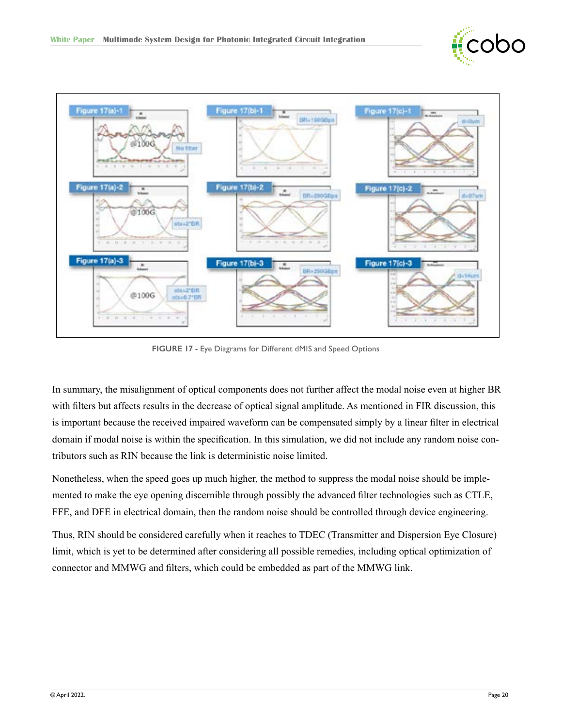FIGURE 17 - Eye Diagrams for Different dMIS and Speed Options

In summary, the misalignment of optical components does not further affect the modal noise even at higher BR with filters but affects results in the decrease of optical signal amplitude. As mentioned in FIR discussion, this is important because the received impaired waveform can be compensated simply by a linear filter in electrical domain if modal noise is within the specification. In this simulation, we did not include any random noise contributors such as RIN because the link is deterministic noise limited.

Nonetheless, when the speed goes up much higher, the method to suppress the modal noise should be implemented to make the eye opening discernible through possibly the advanced filter technologies such as CTLE, FFE, and DFE in electrical domain, then the random noise should be controlled through device engineering.

Thus, RIN should be considered carefully when it reaches to TDEC (Transmitter and Dispersion Eye Closure) limit, which is yet to be determined after considering all possible remedies, including optical optimization of connector and MMWG and filters, which could be embedded as part of the MMWG link.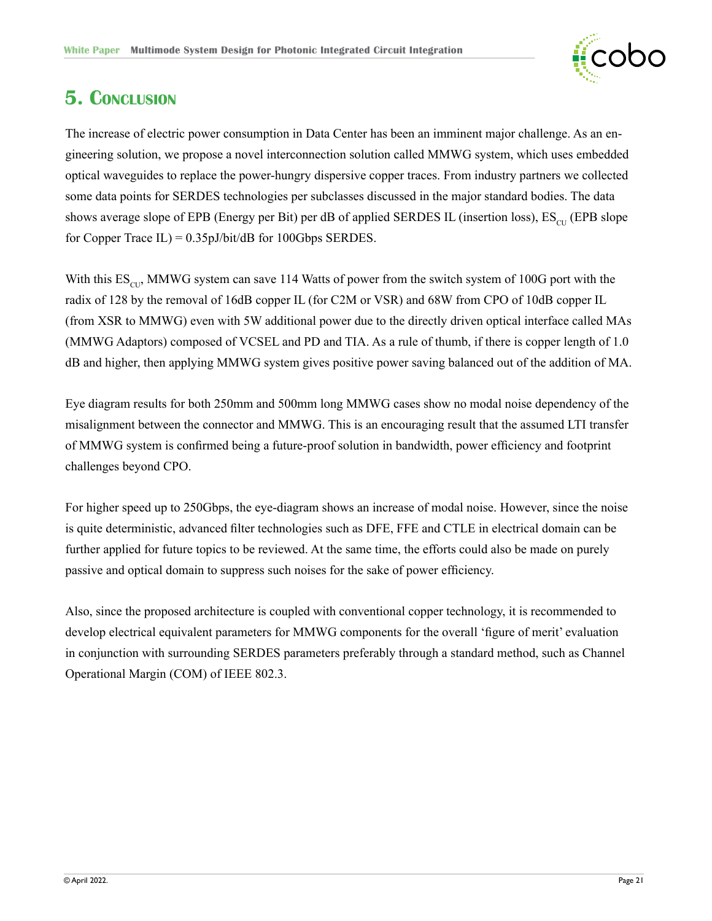# 5. Conclusion

The increase of electric power consumption in Data Center has been an imminent major challenge. As an engineering solution, we propose a novel interconnection solution called MMWG system, which uses embedded optical waveguides to replace the power-hungry dispersive copper traces. From industry partners we collected some data points for SERDES technologies per subclasses discussed in the major standard bodies. The data shows average slope of EPB (Energy per Bit) per dB of applied SERDES IL (insertion loss), $ES_{CU}$ (EPB slope for Copper Trace IL) = 0.35pJ/bit/dB for 100Gbps SERDES.

With this $ES_{CU}$, MMWG system can save 114 Watts of power from the switch system of 100G port with the radix of 128 by the removal of 16dB copper IL (for C2M or VSR) and 68W from CPO of 10dB copper IL (from XSR to MMWG) even with 5W additional power due to the directly driven optical interface called MAs (MMWG Adaptors) composed of VCSEL and PD and TIA. As a rule of thumb, if there is copper length of 1.0 dB and higher, then applying MMWG system gives positive power saving balanced out of the addition of MA.

Eye diagram results for both 250mm and 500mm long MMWG cases show no modal noise dependency of the misalignment between the connector and MMWG. This is an encouraging result that the assumed LTI transfer of MMWG system is confirmed being a future-proof solution in bandwidth, power efficiency and footprint challenges beyond CPO.

For higher speed up to 250Gbps, the eye-diagram shows an increase of modal noise. However, since the noise is quite deterministic, advanced filter technologies such as DFE, FFE and CTLE in electrical domain can be further applied for future topics to be reviewed. At the same time, the efforts could also be made on purely passive and optical domain to suppress such noises for the sake of power efficiency.

Also, since the proposed architecture is coupled with conventional copper technology, it is recommended to develop electrical equivalent parameters for MMWG components for the overall 'figure of merit' evaluation in conjunction with surrounding SERDES parameters preferably through a standard method, such as Channel Operational Margin (COM) of IEEE 802.3.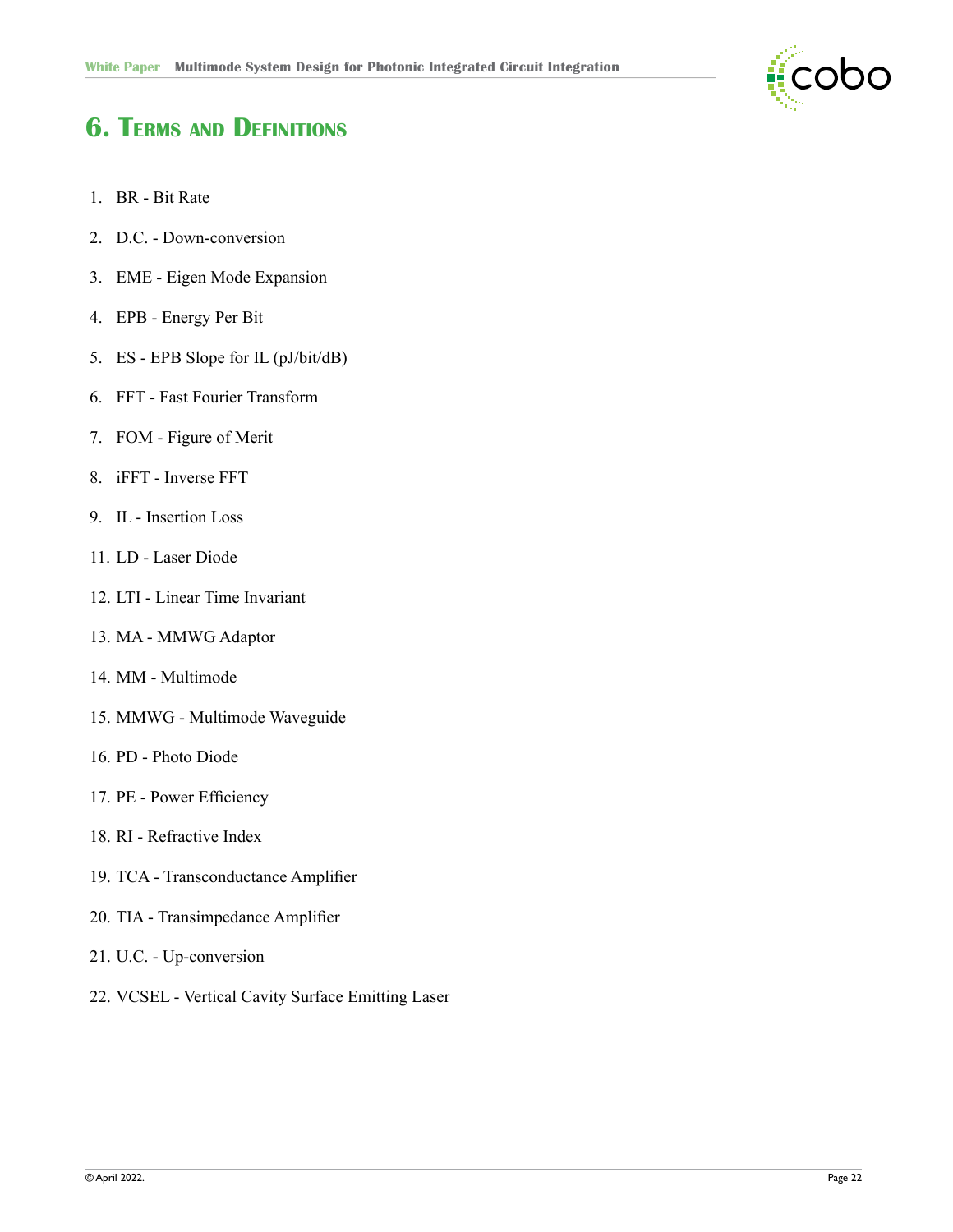# 6. Terms and Definitions

1. BR - Bit Rate
2. D.C. - Down-conversion
3. EME - Eigen Mode Expansion
4. EPB - Energy Per Bit
5. ES - EPB Slope for IL (pJ/bit/dB)
6. FFT - Fast Fourier Transform
7. FOM - Figure of Merit
8. iFFT - Inverse FFT
9. IL - Insertion Loss
11. LD - Laser Diode
12. LTI - Linear Time Invariant
13. MA - MMWG Adaptor
14. MM - Multimode
15. MMWG - Multimode Waveguide
16. PD - Photo Diode
17. PE - Power Efficiency
18. RI - Refractive Index
19. TCA - Transconductance Amplifier
20. TIA - Transimpedance Amplifier
21. U.C. - Up-conversion
22. VCSEL - Vertical Cavity Surface Emitting Laser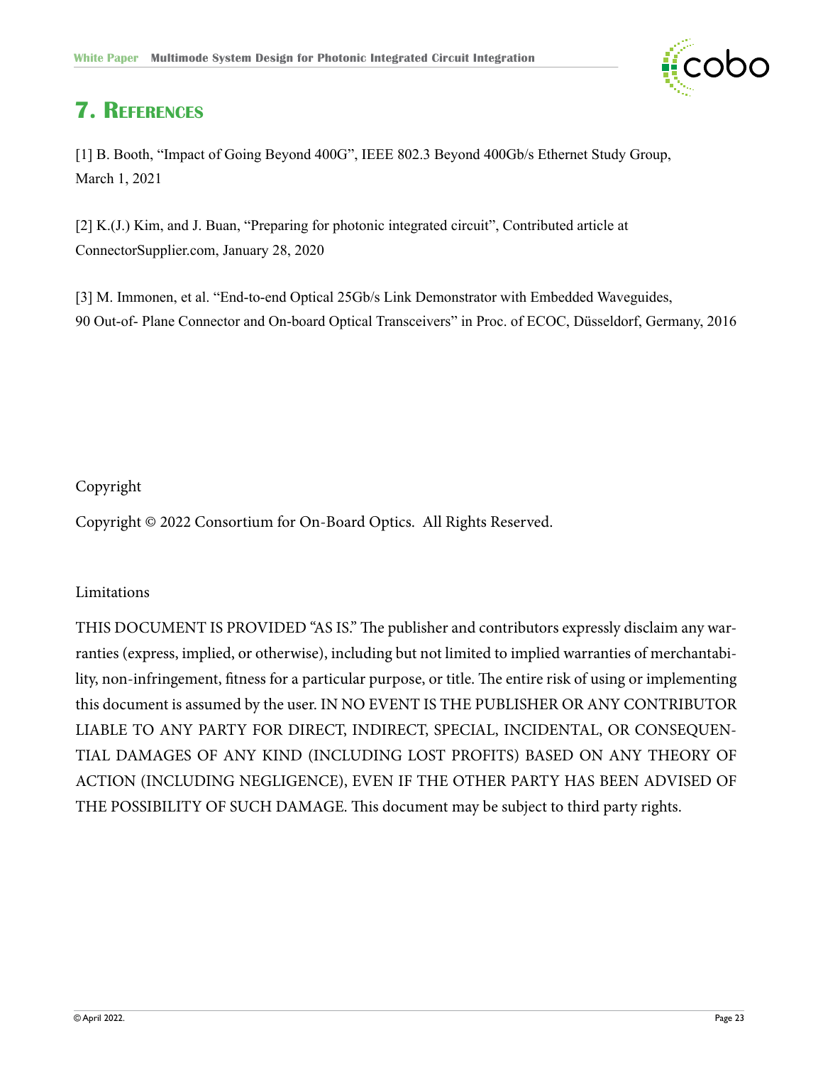# 7. References

[1] B. Booth, "Impact of Going Beyond 400G", IEEE 802.3 Beyond 400Gb/s Ethernet Study Group, March 1, 2021

[2] K.(J.) Kim, and J. Buan, "Preparing for photonic integrated circuit", Contributed article at ConnectorSupplier.com, January 28, 2020

[3] M. Immonen, et al. "End-to-end Optical 25Gb/s Link Demonstrator with Embedded Waveguides, 90 Out-of- Plane Connector and On-board Optical Transceivers" in Proc. of ECOC, Düsseldorf, Germany, 2016

Copyright

Copyright © 2022 Consortium for On-Board Optics. All Rights Reserved.

Limitations

THIS DOCUMENT IS PROVIDED "AS IS." The publisher and contributors expressly disclaim any warranties (express, implied, or otherwise), including but not limited to implied warranties of merchantability, non-infringement, fitness for a particular purpose, or title. The entire risk of using or implementing this document is assumed by the user. IN NO EVENT IS THE PUBLISHER OR ANY CONTRIBUTOR LIABLE TO ANY PARTY FOR DIRECT, INDIRECT, SPECIAL, INCIDENTAL, OR CONSEQUENTIAL DAMAGES OF ANY KIND (INCLUDING LOST PROFITS) BASED ON ANY THEORY OF ACTION (INCLUDING NEGLIGENCE), EVEN IF THE OTHER PARTY HAS BEEN ADVISED OF THE POSSIBILITY OF SUCH DAMAGE. This document may be subject to third party rights.